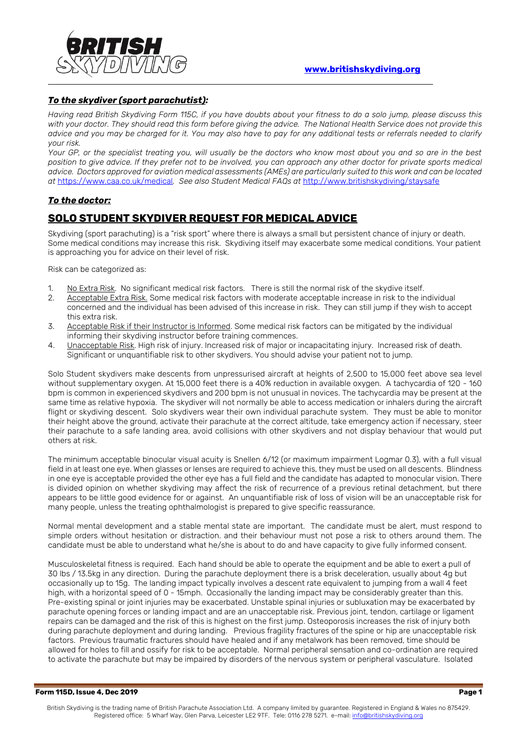**BRITISH SKYDIVING**

**www.britishskydiving.org**

***To the skydiver (sport parachutist):***

*Having read British Skydiving Form 115C, if you have doubts about your fitness to do a solo jump, please discuss this with your doctor. They should read this form before giving the advice. The National Health Service does not provide this advice and you may be charged for it. You may also have to pay for any additional tests or referrals needed to clarify your risk.*

*Your GP, or the specialist treating you, will usually be the doctors who know most about you and so are in the best position to give advice. If they prefer not to be involved, you can approach any other doctor for private sports medical advice. Doctors approved for aviation medical assessments (AMEs) are particularly suited to this work and can be located at https://www.caa.co.uk/medical. See also Student Medical FAQs at http://www.britishskydiving/staysafe*

***To the doctor:***

## SOLO STUDENT SKYDIVER REQUEST FOR MEDICAL ADVICE

Skydiving (sport parachuting) is a "risk sport" where there is always a small but persistent chance of injury or death. Some medical conditions may increase this risk. Skydiving itself may exacerbate some medical conditions. Your patient is approaching you for advice on their level of risk.

Risk can be categorized as:

1. No Extra Risk. No significant medical risk factors. There is still the normal risk of the skydive itself.
2. Acceptable Extra Risk. Some medical risk factors with moderate acceptable increase in risk to the individual concerned and the individual has been advised of this increase in risk. They can still jump if they wish to accept this extra risk.
3. Acceptable Risk if their Instructor is Informed. Some medical risk factors can be mitigated by the individual informing their skydiving instructor before training commences.
4. Unacceptable Risk. High risk of injury. Increased risk of major or incapacitating injury. Increased risk of death. Significant or unquantifiable risk to other skydivers. You should advise your patient not to jump.

Solo Student skydivers make descents from unpressurised aircraft at heights of 2,500 to 15,000 feet above sea level without supplementary oxygen. At 15,000 feet there is a 40% reduction in available oxygen. A tachycardia of 120 - 160 bpm is common in experienced skydivers and 200 bpm is not unusual in novices. The tachycardia may be present at the same time as relative hypoxia. The skydiver will not normally be able to access medication or inhalers during the aircraft flight or skydiving descent. Solo skydivers wear their own individual parachute system. They must be able to monitor their height above the ground, activate their parachute at the correct altitude, take emergency action if necessary, steer their parachute to a safe landing area, avoid collisions with other skydivers and not display behaviour that would put others at risk.

The minimum acceptable binocular visual acuity is Snellen 6/12 (or maximum impairment Logmar 0.3), with a full visual field in at least one eye. When glasses or lenses are required to achieve this, they must be used on all descents. Blindness in one eye is acceptable provided the other eye has a full field and the candidate has adapted to monocular vision. There is divided opinion on whether skydiving may affect the risk of recurrence of a previous retinal detachment, but there appears to be little good evidence for or against. An unquantifiable risk of loss of vision will be an unacceptable risk for many people, unless the treating ophthalmologist is prepared to give specific reassurance.

Normal mental development and a stable mental state are important. The candidate must be alert, must respond to simple orders without hesitation or distraction. and their behaviour must not pose a risk to others around them. The candidate must be able to understand what he/she is about to do and have capacity to give fully informed consent.

Musculoskeletal fitness is required. Each hand should be able to operate the equipment and be able to exert a pull of 30 lbs / 13.5kg in any direction. During the parachute deployment there is a brisk deceleration, usually about 4g but occasionally up to 15g. The landing impact typically involves a descent rate equivalent to jumping from a wall 4 feet high, with a horizontal speed of 0 - 15mph. Occasionally the landing impact may be considerably greater than this. Pre-existing spinal or joint injuries may be exacerbated. Unstable spinal injuries or subluxation may be exacerbated by parachute opening forces or landing impact and are an unacceptable risk. Previous joint, tendon, cartilage or ligament repairs can be damaged and the risk of this is highest on the first jump. Osteoporosis increases the risk of injury both during parachute deployment and during landing. Previous fragility fractures of the spine or hip are unacceptable risk factors. Previous traumatic fractures should have healed and if any metalwork has been removed, time should be allowed for holes to fill and ossify for risk to be acceptable. Normal peripheral sensation and co-ordination are required to activate the parachute but may be impaired by disorders of the nervous system or peripheral vasculature. Isolated

**Form 115D, Issue 4, Dec 2019**

British Skydiving is the trading name of British Parachute Association Ltd. A company limited by guarantee. Registered in England & Wales no 875429. Registered office: 5 Wharf Way, Glen Parva, Leicester LE2 9TF. Tele: 0116 278 5271. e-mail: info@britishskydiving.org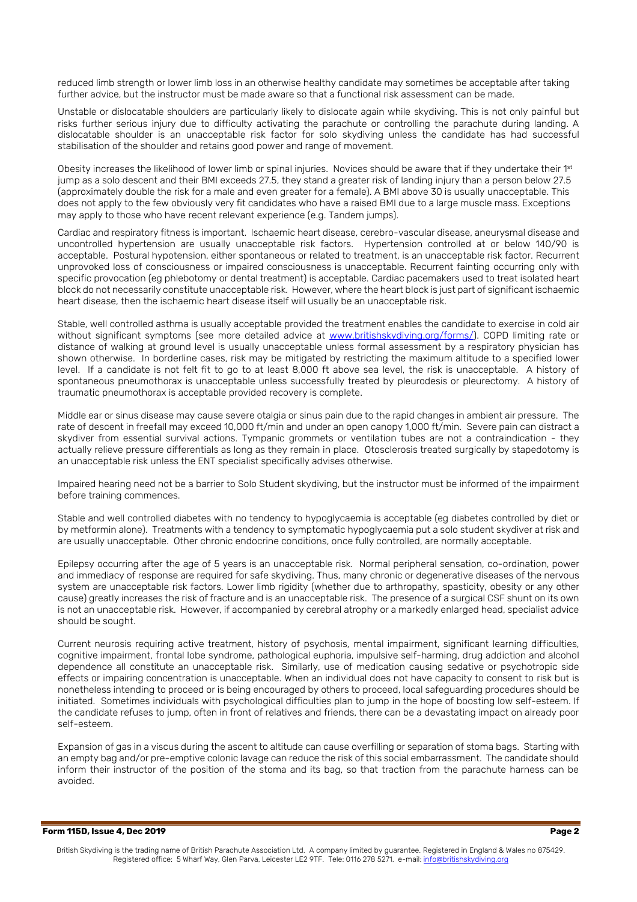reduced limb strength or lower limb loss in an otherwise healthy candidate may sometimes be acceptable after taking further advice, but the instructor must be made aware so that a functional risk assessment can be made.

Unstable or dislocatable shoulders are particularly likely to dislocate again while skydiving. This is not only painful but risks further serious injury due to difficulty activating the parachute or controlling the parachute during landing. A dislocatable shoulder is an unacceptable risk factor for solo skydiving unless the candidate has had successful stabilisation of the shoulder and retains good power and range of movement.

Obesity increases the likelihood of lower limb or spinal injuries. Novices should be aware that if they undertake their 1st jump as a solo descent and their BMI exceeds 27.5, they stand a greater risk of landing injury than a person below 27.5 (approximately double the risk for a male and even greater for a female). A BMI above 30 is usually unacceptable. This does not apply to the few obviously very fit candidates who have a raised BMI due to a large muscle mass. Exceptions may apply to those who have recent relevant experience (e.g. Tandem jumps).

Cardiac and respiratory fitness is important. Ischaemic heart disease, cerebro-vascular disease, aneurysmal disease and uncontrolled hypertension are usually unacceptable risk factors. Hypertension controlled at or below 140/90 is acceptable. Postural hypotension, either spontaneous or related to treatment, is an unacceptable risk factor. Recurrent unprovoked loss of consciousness or impaired consciousness is unacceptable. Recurrent fainting occurring only with specific provocation (eg phlebotomy or dental treatment) is acceptable. Cardiac pacemakers used to treat isolated heart block do not necessarily constitute unacceptable risk. However, where the heart block is just part of significant ischaemic heart disease, then the ischaemic heart disease itself will usually be an unacceptable risk.

Stable, well controlled asthma is usually acceptable provided the treatment enables the candidate to exercise in cold air without significant symptoms (see more detailed advice at www.britishskydiving.org/forms/). COPD limiting rate or distance of walking at ground level is usually unacceptable unless formal assessment by a respiratory physician has shown otherwise. In borderline cases, risk may be mitigated by restricting the maximum altitude to a specified lower level. If a candidate is not felt fit to go to at least 8,000 ft above sea level, the risk is unacceptable. A history of spontaneous pneumothorax is unacceptable unless successfully treated by pleurodesis or pleurectomy. A history of traumatic pneumothorax is acceptable provided recovery is complete.

Middle ear or sinus disease may cause severe otalgia or sinus pain due to the rapid changes in ambient air pressure. The rate of descent in freefall may exceed 10,000 ft/min and under an open canopy 1,000 ft/min. Severe pain can distract a skydiver from essential survival actions. Tympanic grommets or ventilation tubes are not a contraindication - they actually relieve pressure differentials as long as they remain in place. Otosclerosis treated surgically by stapedotomy is an unacceptable risk unless the ENT specialist specifically advises otherwise.

Impaired hearing need not be a barrier to Solo Student skydiving, but the instructor must be informed of the impairment before training commences.

Stable and well controlled diabetes with no tendency to hypoglycaemia is acceptable (eg diabetes controlled by diet or by metformin alone). Treatments with a tendency to symptomatic hypoglycaemia put a solo student skydiver at risk and are usually unacceptable. Other chronic endocrine conditions, once fully controlled, are normally acceptable.

Epilepsy occurring after the age of 5 years is an unacceptable risk. Normal peripheral sensation, co-ordination, power and immediacy of response are required for safe skydiving. Thus, many chronic or degenerative diseases of the nervous system are unacceptable risk factors. Lower limb rigidity (whether due to arthropathy, spasticity, obesity or any other cause) greatly increases the risk of fracture and is an unacceptable risk. The presence of a surgical CSF shunt on its own is not an unacceptable risk. However, if accompanied by cerebral atrophy or a markedly enlarged head, specialist advice should be sought.

Current neurosis requiring active treatment, history of psychosis, mental impairment, significant learning difficulties, cognitive impairment, frontal lobe syndrome, pathological euphoria, impulsive self-harming, drug addiction and alcohol dependence all constitute an unacceptable risk. Similarly, use of medication causing sedative or psychotropic side effects or impairing concentration is unacceptable. When an individual does not have capacity to consent to risk but is nonetheless intending to proceed or is being encouraged by others to proceed, local safeguarding procedures should be initiated. Sometimes individuals with psychological difficulties plan to jump in the hope of boosting low self-esteem. If the candidate refuses to jump, often in front of relatives and friends, there can be a devastating impact on already poor self-esteem.

Expansion of gas in a viscus during the ascent to altitude can cause overfilling or separation of stoma bags. Starting with an empty bag and/or pre-emptive colonic lavage can reduce the risk of this social embarrassment. The candidate should inform their instructor of the position of the stoma and its bag, so that traction from the parachute harness can be avoided.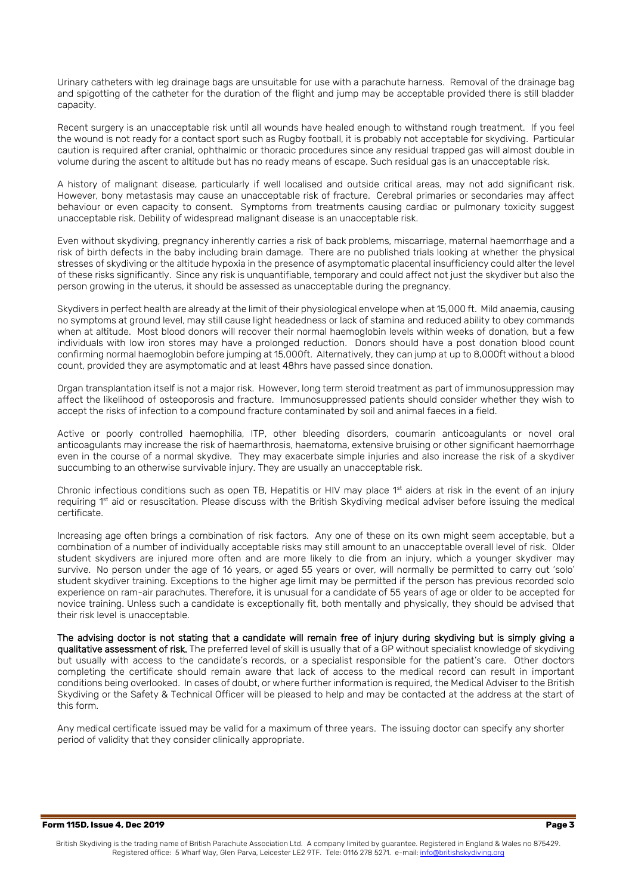Urinary catheters with leg drainage bags are unsuitable for use with a parachute harness. Removal of the drainage bag and spigotting of the catheter for the duration of the flight and jump may be acceptable provided there is still bladder capacity.

Recent surgery is an unacceptable risk until all wounds have healed enough to withstand rough treatment. If you feel the wound is not ready for a contact sport such as Rugby football, it is probably not acceptable for skydiving. Particular caution is required after cranial, ophthalmic or thoracic procedures since any residual trapped gas will almost double in volume during the ascent to altitude but has no ready means of escape. Such residual gas is an unacceptable risk.

A history of malignant disease, particularly if well localised and outside critical areas, may not add significant risk. However, bony metastasis may cause an unacceptable risk of fracture. Cerebral primaries or secondaries may affect behaviour or even capacity to consent. Symptoms from treatments causing cardiac or pulmonary toxicity suggest unacceptable risk. Debility of widespread malignant disease is an unacceptable risk.

Even without skydiving, pregnancy inherently carries a risk of back problems, miscarriage, maternal haemorrhage and a risk of birth defects in the baby including brain damage. There are no published trials looking at whether the physical stresses of skydiving or the altitude hypoxia in the presence of asymptomatic placental insufficiency could alter the level of these risks significantly. Since any risk is unquantifiable, temporary and could affect not just the skydiver but also the person growing in the uterus, it should be assessed as unacceptable during the pregnancy.

Skydivers in perfect health are already at the limit of their physiological envelope when at 15,000 ft. Mild anaemia, causing no symptoms at ground level, may still cause light headedness or lack of stamina and reduced ability to obey commands when at altitude. Most blood donors will recover their normal haemoglobin levels within weeks of donation, but a few individuals with low iron stores may have a prolonged reduction. Donors should have a post donation blood count confirming normal haemoglobin before jumping at 15,000ft. Alternatively, they can jump at up to 8,000ft without a blood count, provided they are asymptomatic and at least 48hrs have passed since donation.

Organ transplantation itself is not a major risk. However, long term steroid treatment as part of immunosuppression may affect the likelihood of osteoporosis and fracture. Immunosuppressed patients should consider whether they wish to accept the risks of infection to a compound fracture contaminated by soil and animal faeces in a field.

Active or poorly controlled haemophilia, ITP, other bleeding disorders, coumarin anticoagulants or novel oral anticoagulants may increase the risk of haemarthrosis, haematoma, extensive bruising or other significant haemorrhage even in the course of a normal skydive. They may exacerbate simple injuries and also increase the risk of a skydiver succumbing to an otherwise survivable injury. They are usually an unacceptable risk.

Chronic infectious conditions such as open TB, Hepatitis or HIV may place 1st aiders at risk in the event of an injury requiring 1st aid or resuscitation. Please discuss with the British Skydiving medical adviser before issuing the medical certificate.

Increasing age often brings a combination of risk factors. Any one of these on its own might seem acceptable, but a combination of a number of individually acceptable risks may still amount to an unacceptable overall level of risk. Older student skydivers are injured more often and are more likely to die from an injury, which a younger skydiver may survive. No person under the age of 16 years, or aged 55 years or over, will normally be permitted to carry out 'solo' student skydiver training. Exceptions to the higher age limit may be permitted if the person has previous recorded solo experience on ram-air parachutes. Therefore, it is unusual for a candidate of 55 years of age or older to be accepted for novice training. Unless such a candidate is exceptionally fit, both mentally and physically, they should be advised that their risk level is unacceptable.

**The advising doctor is not stating that a candidate will remain free of injury during skydiving but is simply giving a qualitative assessment of risk.** The preferred level of skill is usually that of a GP without specialist knowledge of skydiving but usually with access to the candidate's records, or a specialist responsible for the patient's care. Other doctors completing the certificate should remain aware that lack of access to the medical record can result in important conditions being overlooked. In cases of doubt, or where further information is required, the Medical Adviser to the British Skydiving or the Safety & Technical Officer will be pleased to help and may be contacted at the address at the start of this form.

Any medical certificate issued may be valid for a maximum of three years. The issuing doctor can specify any shorter period of validity that they consider clinically appropriate.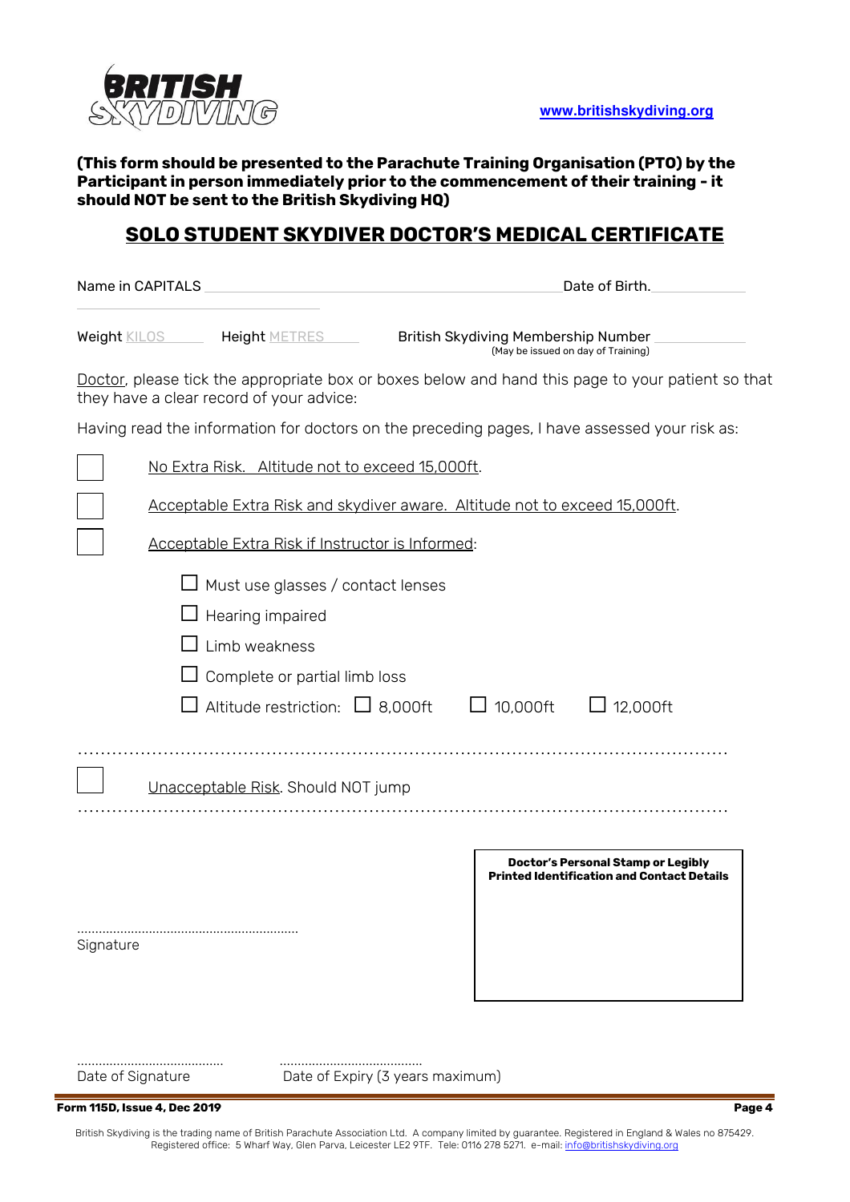www.britishskydiving.org

**(This form should be presented to the Parachute Training Organisation (PTO) by the Participant in person immediately prior to the commencement of their training - it should NOT be sent to the British Skydiving HQ)**

## SOLO STUDENT SKYDIVER DOCTOR'S MEDICAL CERTIFICATE

Name in CAPITALS ______________________________ Date of Birth. ____________

Weight KILOS ______ Height METRES ______ British Skydiving Membership Number ____________
(May be issued on day of Training)

Doctor, please tick the appropriate box or boxes below and hand this page to your patient so that they have a clear record of your advice:

Having read the information for doctors on the preceding pages, I have assessed your risk as:

☐ No Extra Risk. Altitude not to exceed 15,000ft.

☐ Acceptable Extra Risk and skydiver aware. Altitude not to exceed 15,000ft.

☐ Acceptable Extra Risk if Instructor is Informed:

- ☐ Must use glasses / contact lenses
- ☐ Hearing impaired
- ☐ Limb weakness
- ☐ Complete or partial limb loss
- ☐ Altitude restriction: ☐ 8,000ft ☐ 10,000ft ☐ 12,000ft

..........................................................................................................

☐ Unacceptable Risk. Should NOT jump

..........................................................................................................

**Doctor's Personal Stamp or Legibly Printed Identification and Contact Details**

.............................................................
Signature

........................................ ........................................
Date of Signature Date of Expiry (3 years maximum)

**Form 115D, Issue 4, Dec 2019**

British Skydiving is the trading name of British Parachute Association Ltd. A company limited by guarantee. Registered in England & Wales no 875429. Registered office: 5 Wharf Way, Glen Parva, Leicester LE2 9TF. Tele: 0116 278 5271. e-mail: info@britishskydiving.org